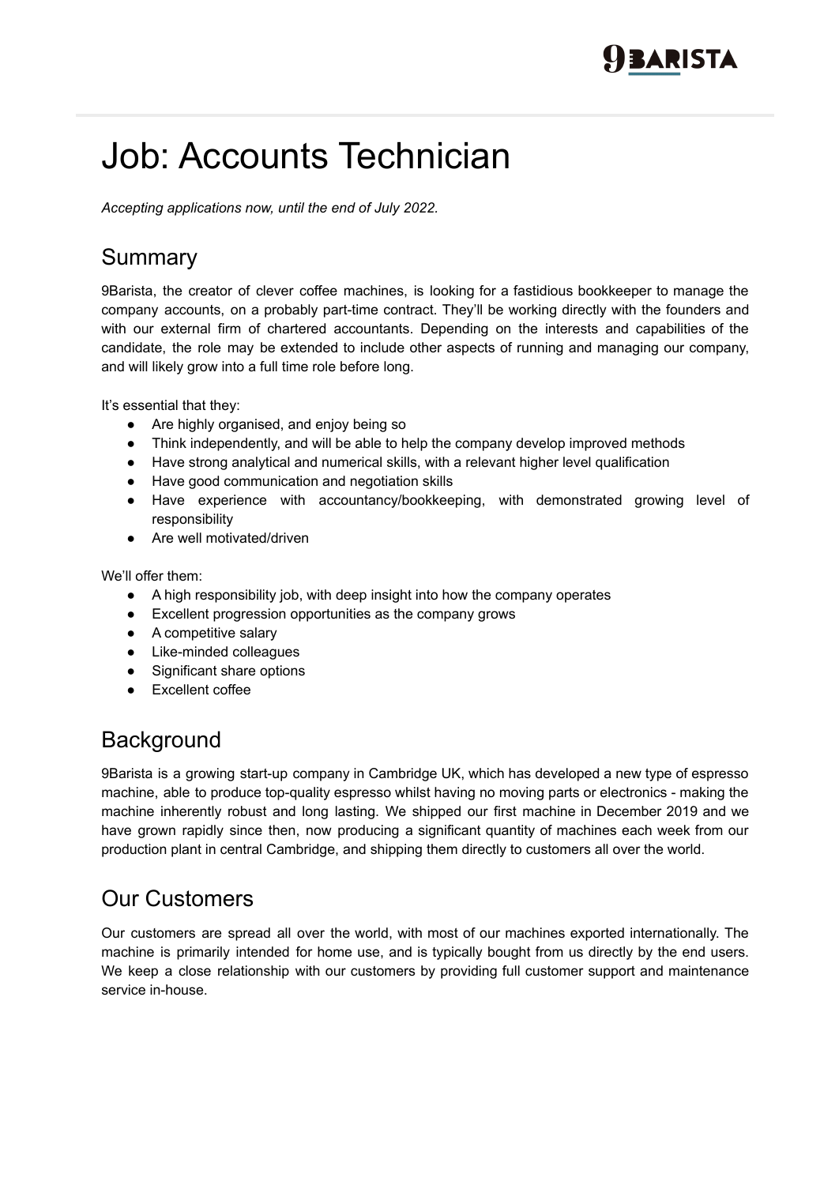# Job: Accounts Technician

*Accepting applications now, until the end of July 2022.*

## Summary

9Barista, the creator of clever coffee machines, is looking for a fastidious bookkeeper to manage the company accounts, on a probably part-time contract. They'll be working directly with the founders and with our external firm of chartered accountants. Depending on the interests and capabilities of the candidate, the role may be extended to include other aspects of running and managing our company, and will likely grow into a full time role before long.

It's essential that they:

- Are highly organised, and enjoy being so
- Think independently, and will be able to help the company develop improved methods
- Have strong analytical and numerical skills, with a relevant higher level qualification
- Have good communication and negotiation skills
- Have experience with accountancy/bookkeeping, with demonstrated growing level of responsibility
- Are well motivated/driven

We'll offer them:

- A high responsibility job, with deep insight into how the company operates
- Excellent progression opportunities as the company grows
- A competitive salary
- Like-minded colleagues
- Significant share options
- Excellent coffee

## Background

9Barista is a growing start-up company in Cambridge UK, which has developed a new type of espresso machine, able to produce top-quality espresso whilst having no moving parts or electronics - making the machine inherently robust and long lasting. We shipped our first machine in December 2019 and we have grown rapidly since then, now producing a significant quantity of machines each week from our production plant in central Cambridge, and shipping them directly to customers all over the world.

## Our Customers

Our customers are spread all over the world, with most of our machines exported internationally. The machine is primarily intended for home use, and is typically bought from us directly by the end users. We keep a close relationship with our customers by providing full customer support and maintenance service in-house.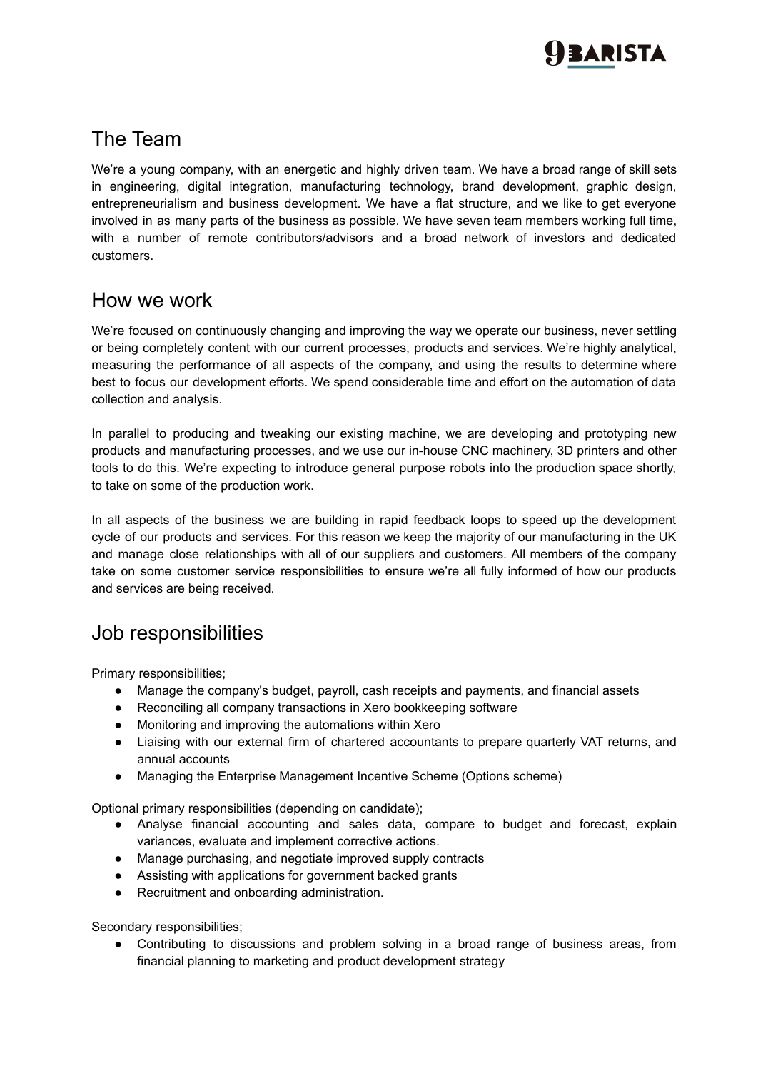## The Team

We're a young company, with an energetic and highly driven team. We have a broad range of skill sets in engineering, digital integration, manufacturing technology, brand development, graphic design, entrepreneurialism and business development. We have a flat structure, and we like to get everyone involved in as many parts of the business as possible. We have seven team members working full time, with a number of remote contributors/advisors and a broad network of investors and dedicated customers.

## How we work

We're focused on continuously changing and improving the way we operate our business, never settling or being completely content with our current processes, products and services. We're highly analytical, measuring the performance of all aspects of the company, and using the results to determine where best to focus our development efforts. We spend considerable time and effort on the automation of data collection and analysis.

In parallel to producing and tweaking our existing machine, we are developing and prototyping new products and manufacturing processes, and we use our in-house CNC machinery, 3D printers and other tools to do this. We're expecting to introduce general purpose robots into the production space shortly, to take on some of the production work.

In all aspects of the business we are building in rapid feedback loops to speed up the development cycle of our products and services. For this reason we keep the majority of our manufacturing in the UK and manage close relationships with all of our suppliers and customers. All members of the company take on some customer service responsibilities to ensure we're all fully informed of how our products and services are being received.

## Job responsibilities

Primary responsibilities;

- Manage the company's budget, payroll, cash receipts and payments, and financial assets
- Reconciling all company transactions in Xero bookkeeping software
- Monitoring and improving the automations within Xero
- Liaising with our external firm of chartered accountants to prepare quarterly VAT returns, and annual accounts
- Managing the Enterprise Management Incentive Scheme (Options scheme)

Optional primary responsibilities (depending on candidate);

- Analyse financial accounting and sales data, compare to budget and forecast, explain variances, evaluate and implement corrective actions.
- Manage purchasing, and negotiate improved supply contracts
- Assisting with applications for government backed grants
- Recruitment and onboarding administration.

Secondary responsibilities;

- Contributing to discussions and problem solving in a broad range of business areas, from financial planning to marketing and product development strategy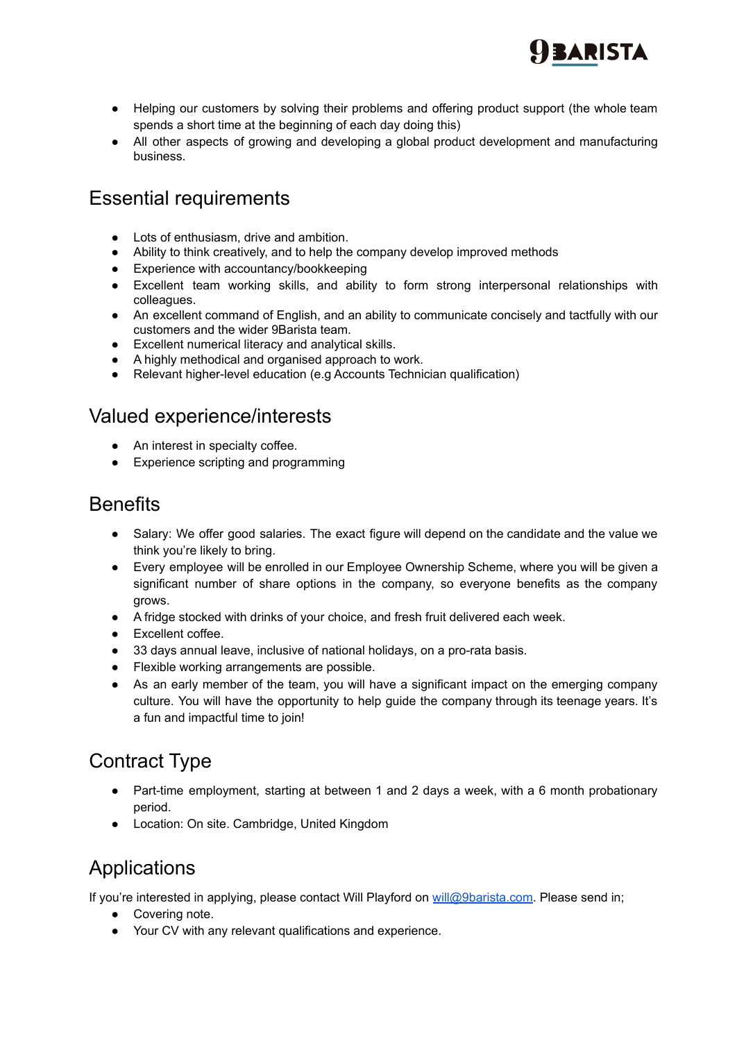- Helping our customers by solving their problems and offering product support (the whole team spends a short time at the beginning of each day doing this)
- All other aspects of growing and developing a global product development and manufacturing business.

## Essential requirements

- Lots of enthusiasm, drive and ambition.
- Ability to think creatively, and to help the company develop improved methods
- Experience with accountancy/bookkeeping
- Excellent team working skills, and ability to form strong interpersonal relationships with colleagues.
- An excellent command of English, and an ability to communicate concisely and tactfully with our customers and the wider 9Barista team.
- Excellent numerical literacy and analytical skills.
- A highly methodical and organised approach to work.
- Relevant higher-level education (e.g Accounts Technician qualification)

## Valued experience/interests

- An interest in specialty coffee.
- Experience scripting and programming

## Benefits

- Salary: We offer good salaries. The exact figure will depend on the candidate and the value we think you're likely to bring.
- Every employee will be enrolled in our Employee Ownership Scheme, where you will be given a significant number of share options in the company, so everyone benefits as the company grows.
- A fridge stocked with drinks of your choice, and fresh fruit delivered each week.
- Excellent coffee.
- 33 days annual leave, inclusive of national holidays, on a pro-rata basis.
- Flexible working arrangements are possible.
- As an early member of the team, you will have a significant impact on the emerging company culture. You will have the opportunity to help guide the company through its teenage years. It's a fun and impactful time to join!

## Contract Type

- Part-time employment, starting at between 1 and 2 days a week, with a 6 month probationary period.
- Location: On site. Cambridge, United Kingdom

## Applications

If you're interested in applying, please contact Will Playford on [will@9barista.com](mailto:will@9barista.com). Please send in;

- Covering note.
- Your CV with any relevant qualifications and experience.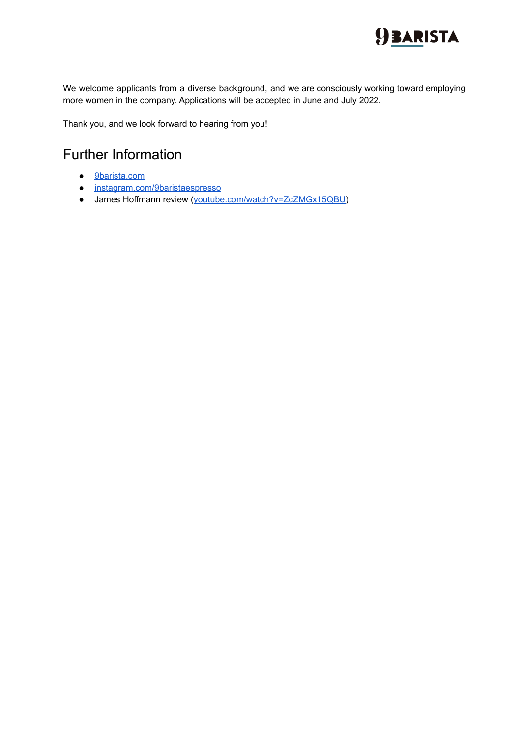We welcome applicants from a diverse background, and we are consciously working toward employing more women in the company. Applications will be accepted in June and July 2022.

Thank you, and we look forward to hearing from you!

## Further Information

- 9barista.com
- instagram.com/9baristaespresso
- James Hoffmann review (youtube.com/watch?v=ZcZMGx15QBU)